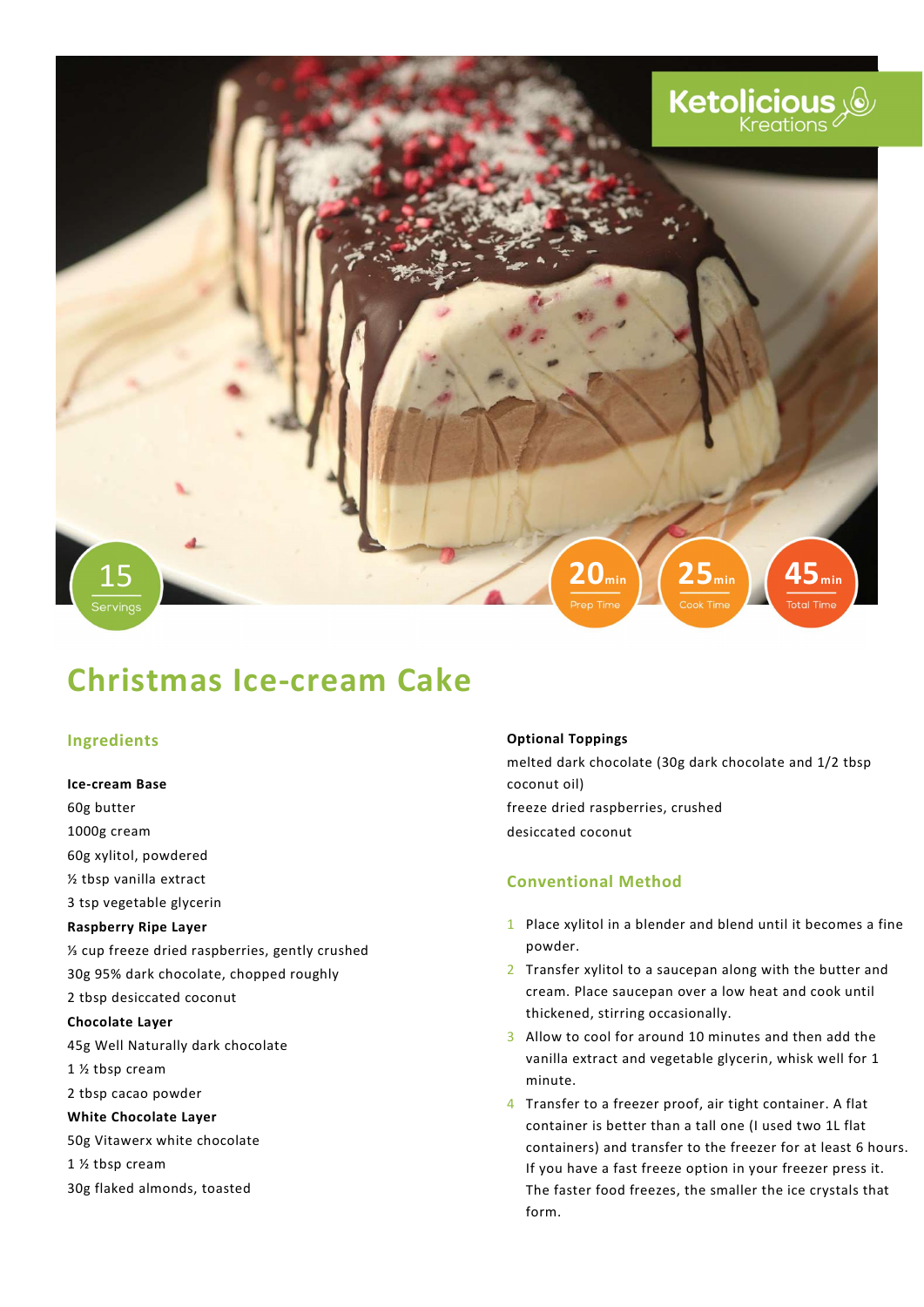Ketolicious Kreations

15 Servings

20 min Prep Time

25 min Cook Time

45 min Total Time

# Christmas Ice-cream Cake

## Ingredients

**Ice-cream Base**

60g butter
1000g cream
60g xylitol, powdered
½ tbsp vanilla extract
3 tsp vegetable glycerin

**Raspberry Ripe Layer**

⅓ cup freeze dried raspberries, gently crushed
30g 95% dark chocolate, chopped roughly
2 tbsp desiccated coconut

**Chocolate Layer**

45g Well Naturally dark chocolate
1 ½ tbsp cream
2 tbsp cacao powder

**White Chocolate Layer**

50g Vitawerx white chocolate
1 ½ tbsp cream
30g flaked almonds, toasted

**Optional Toppings**

melted dark chocolate (30g dark chocolate and 1/2 tbsp coconut oil)
freeze dried raspberries, crushed
desiccated coconut

## Conventional Method

1. Place xylitol in a blender and blend until it becomes a fine powder.
2. Transfer xylitol to a saucepan along with the butter and cream. Place saucepan over a low heat and cook until thickened, stirring occasionally.
3. Allow to cool for around 10 minutes and then add the vanilla extract and vegetable glycerin, whisk well for 1 minute.
4. Transfer to a freezer proof, air tight container. A flat container is better than a tall one (I used two 1L flat containers) and transfer to the freezer for at least 6 hours. If you have a fast freeze option in your freezer press it. The faster food freezes, the smaller the ice crystals that form.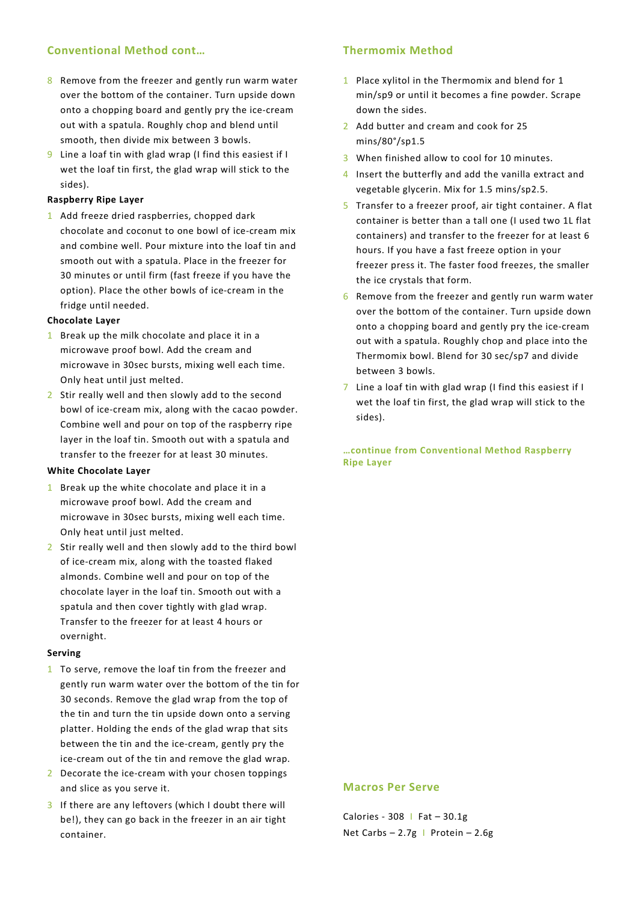## Conventional Method cont…

8. Remove from the freezer and gently run warm water over the bottom of the container. Turn upside down onto a chopping board and gently pry the ice-cream out with a spatula. Roughly chop and blend until smooth, then divide mix between 3 bowls.
9. Line a loaf tin with glad wrap (I find this easiest if I wet the loaf tin first, the glad wrap will stick to the sides).

**Raspberry Ripe Layer**

1. Add freeze dried raspberries, chopped dark chocolate and coconut to one bowl of ice-cream mix and combine well. Pour mixture into the loaf tin and smooth out with a spatula. Place in the freezer for 30 minutes or until firm (fast freeze if you have the option). Place the other bowls of ice-cream in the fridge until needed.

**Chocolate Layer**

1. Break up the milk chocolate and place it in a microwave proof bowl. Add the cream and microwave in 30sec bursts, mixing well each time. Only heat until just melted.
2. Stir really well and then slowly add to the second bowl of ice-cream mix, along with the cacao powder. Combine well and pour on top of the raspberry ripe layer in the loaf tin. Smooth out with a spatula and transfer to the freezer for at least 30 minutes.

**White Chocolate Layer**

1. Break up the white chocolate and place it in a microwave proof bowl. Add the cream and microwave in 30sec bursts, mixing well each time. Only heat until just melted.
2. Stir really well and then slowly add to the third bowl of ice-cream mix, along with the toasted flaked almonds. Combine well and pour on top of the chocolate layer in the loaf tin. Smooth out with a spatula and then cover tightly with glad wrap. Transfer to the freezer for at least 4 hours or overnight.

**Serving**

1. To serve, remove the loaf tin from the freezer and gently run warm water over the bottom of the tin for 30 seconds. Remove the glad wrap from the top of the tin and turn the tin upside down onto a serving platter. Holding the ends of the glad wrap that sits between the tin and the ice-cream, gently pry the ice-cream out of the tin and remove the glad wrap.
2. Decorate the ice-cream with your chosen toppings and slice as you serve it.
3. If there are any leftovers (which I doubt there will be!), they can go back in the freezer in an air tight container.

## Thermomix Method

1. Place xylitol in the Thermomix and blend for 1 min/sp9 or until it becomes a fine powder. Scrape down the sides.
2. Add butter and cream and cook for 25 mins/80°/sp1.5
3. When finished allow to cool for 10 minutes.
4. Insert the butterfly and add the vanilla extract and vegetable glycerin. Mix for 1.5 mins/sp2.5.
5. Transfer to a freezer proof, air tight container. A flat container is better than a tall one (I used two 1L flat containers) and transfer to the freezer for at least 6 hours. If you have a fast freeze option in your freezer press it. The faster food freezes, the smaller the ice crystals that form.
6. Remove from the freezer and gently run warm water over the bottom of the container. Turn upside down onto a chopping board and gently pry the ice-cream out with a spatula. Roughly chop and place into the Thermomix bowl. Blend for 30 sec/sp7 and divide between 3 bowls.
7. Line a loaf tin with glad wrap (I find this easiest if I wet the loaf tin first, the glad wrap will stick to the sides).

**…continue from Conventional Method Raspberry Ripe Layer**

## Macros Per Serve

Calories - 308 | Fat – 30.1g
Net Carbs – 2.7g | Protein – 2.6g